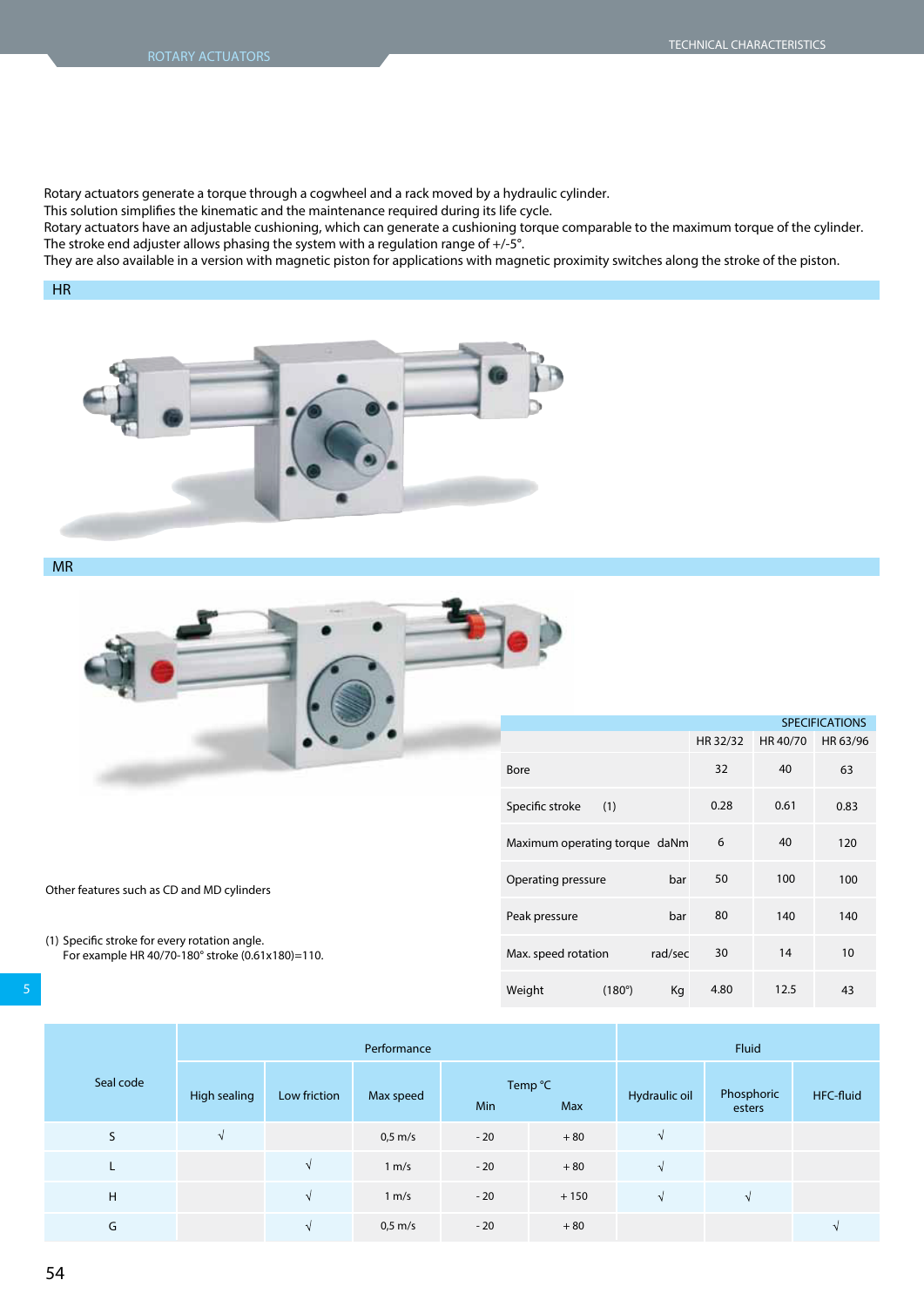Rotary actuators generate a torque through a cogwheel and a rack moved by a hydraulic cylinder.
This solution simplifies the kinematic and the maintenance required during its life cycle.
Rotary actuators have an adjustable cushioning, which can generate a cushioning torque comparable to the maximum torque of the cylinder.
The stroke end adjuster allows phasing the system with a regulation range of +/-5°.
They are also available in a version with magnetic piston for applications with magnetic proximity switches along the stroke of the piston.

## HR

## MR

Other features such as CD and MD cylinders

(1) Specific stroke for every rotation angle.
For example HR 40/70-180° stroke (0.61x180)=110.

| SPECIFICATIONS | | HR 32/32 | HR 40/70 | HR 63/96 |
|---|---|---|---|---|
| Bore | | 32 | 40 | 63 |
| Specific stroke (1) | | 0.28 | 0.61 | 0.83 |
| Maximum operating torque | daNm | 6 | 40 | 120 |
| Operating pressure | bar | 50 | 100 | 100 |
| Peak pressure | bar | 80 | 140 | 140 |
| Max. speed rotation | rad/sec | 30 | 14 | 10 |
| Weight (180°) | Kg | 4.80 | 12.5 | 43 |

| Seal code | Performance | | | | | Fluid | | |
|---|---|---|---|---|---|---|---|---|
| | High sealing | Low friction | Max speed | Temp °C Min | Temp °C Max | Hydraulic oil | Phosphoric esters | HFC-fluid |
| S | √ | | 0,5 m/s | - 20 | + 80 | √ | | |
| L | | √ | 1 m/s | - 20 | + 80 | √ | | |
| H | | √ | 1 m/s | - 20 | + 150 | √ | √ | |
| G | | √ | 0,5 m/s | - 20 | + 80 | | | √ |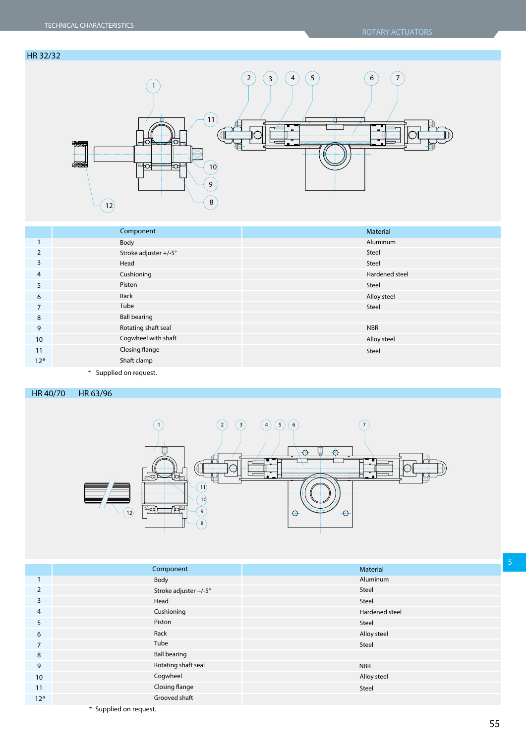## HR 32/32

| | Component | Material |
|---|---|---|
| 1 | Body | Aluminum |
| 2 | Stroke adjuster +/-5° | Steel |
| 3 | Head | Steel |
| 4 | Cushioning | Hardened steel |
| 5 | Piston | Steel |
| 6 | Rack | Alloy steel |
| 7 | Tube | Steel |
| 8 | Ball bearing | |
| 9 | Rotating shaft seal | NBR |
| 10 | Cogwheel with shaft | Alloy steel |
| 11 | Closing flange | Steel |
| 12* | Shaft clamp | |

\* Supplied on request.

## HR 40/70 HR 63/96

| | Component | Material |
|---|---|---|
| 1 | Body | Aluminum |
| 2 | Stroke adjuster +/-5° | Steel |
| 3 | Head | Steel |
| 4 | Cushioning | Hardened steel |
| 5 | Piston | Steel |
| 6 | Rack | Alloy steel |
| 7 | Tube | Steel |
| 8 | Ball bearing | |
| 9 | Rotating shaft seal | NBR |
| 10 | Cogwheel | Alloy steel |
| 11 | Closing flange | Steel |
| 12* | Grooved shaft | |

\* Supplied on request.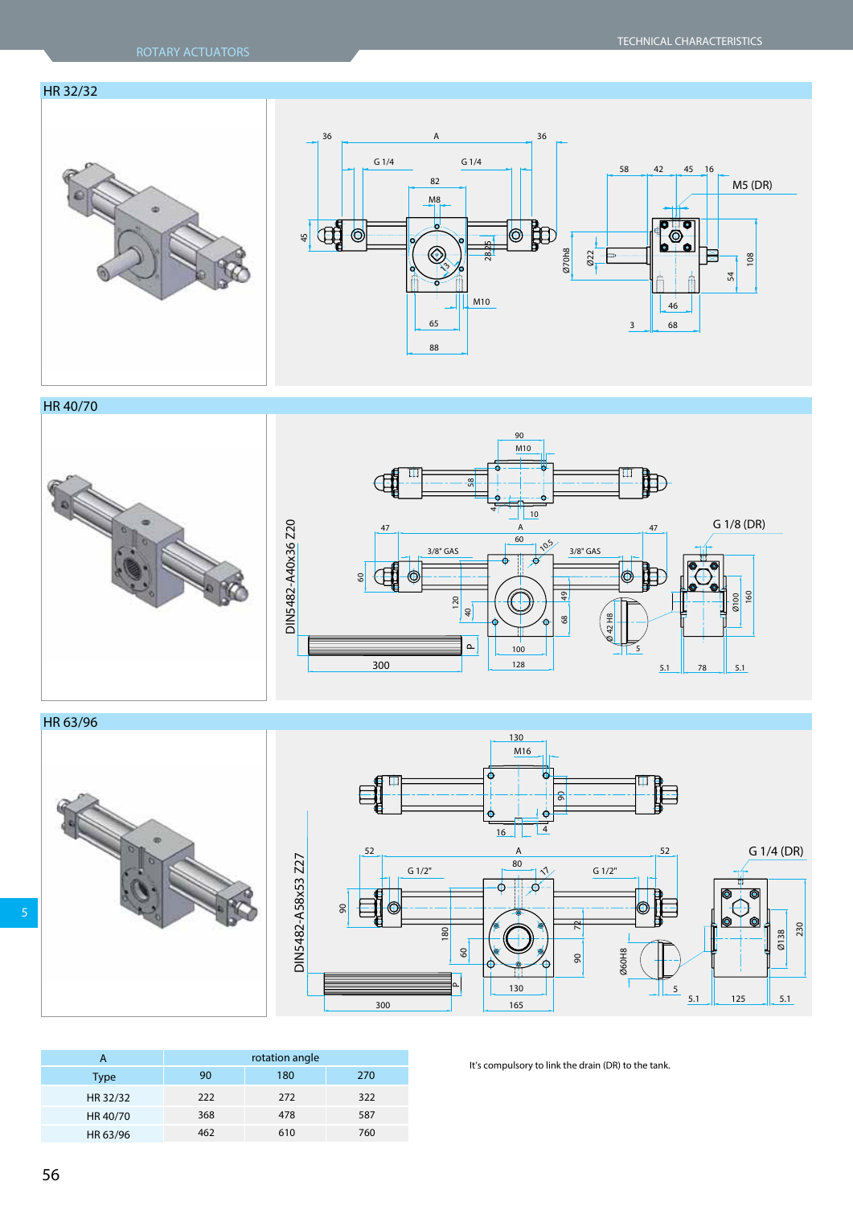## HR 32/32

## HR 40/70

## HR 63/96

| A | rotation angle | | |
|---|---|---|---|
| Type | 90 | 180 | 270 |
| HR 32/32 | 222 | 272 | 322 |
| HR 40/70 | 368 | 478 | 587 |
| HR 63/96 | 462 | 610 | 760 |

It's compulsory to link the drain (DR) to the tank.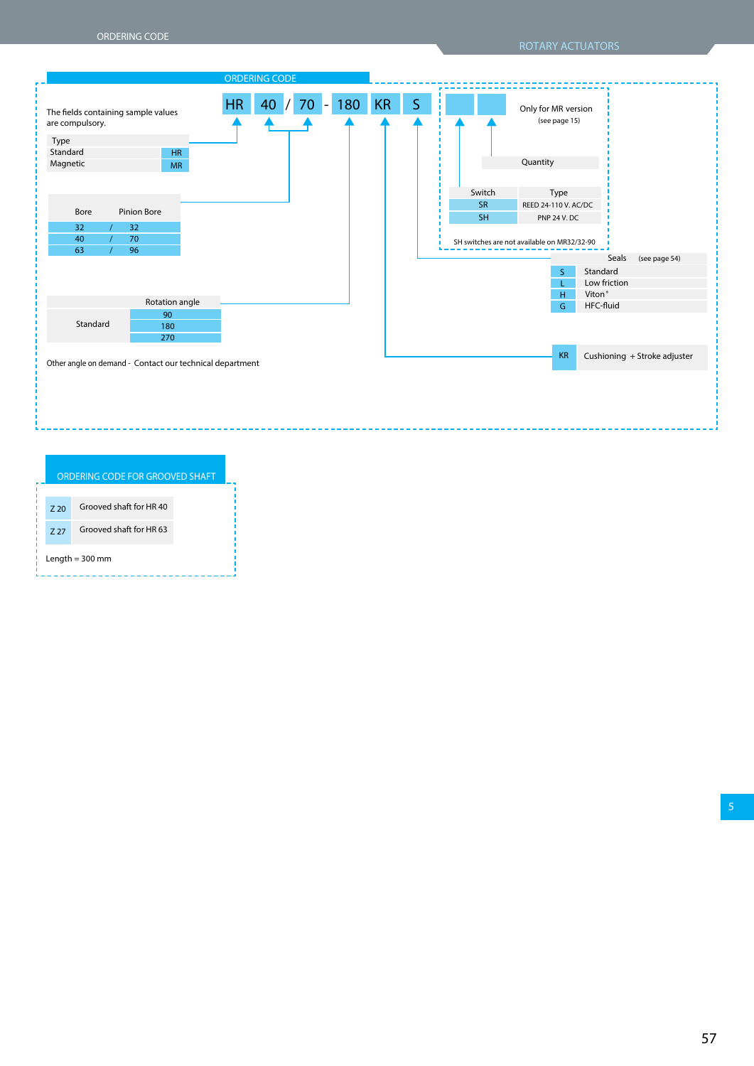## ORDERING CODE

The fields containing sample values are compulsory.

HR | 40 / 70 - 180 | KR | S | | Only for MR version (see page 15)

| Type | |
|---|---|
| Standard | HR |
| Magnetic | MR |

| Bore | | Pinion Bore |
|---|---|---|
| 32 | / | 32 |
| 40 | / | 70 |
| 63 | / | 96 |

| | Rotation angle |
|---|---|
| Standard | 90 |
| | 180 |
| | 270 |

Other angle on demand - Contact our technical department

Quantity

| Switch | Type |
|---|---|
| SR | REED 24-110 V. AC/DC |
| SH | PNP 24 V. DC |

SH switches are not available on MR32/32-90

| Seals (see page 54) | |
|---|---|
| S | Standard |
| L | Low friction |
| H | Viton® |
| G | HFC-fluid |

| | |
|---|---|
| KR | Cushioning + Stroke adjuster |

## ORDERING CODE FOR GROOVED SHAFT

| | |
|---|---|
| Z 20 | Grooved shaft for HR 40 |
| Z 27 | Grooved shaft for HR 63 |

Length = 300 mm